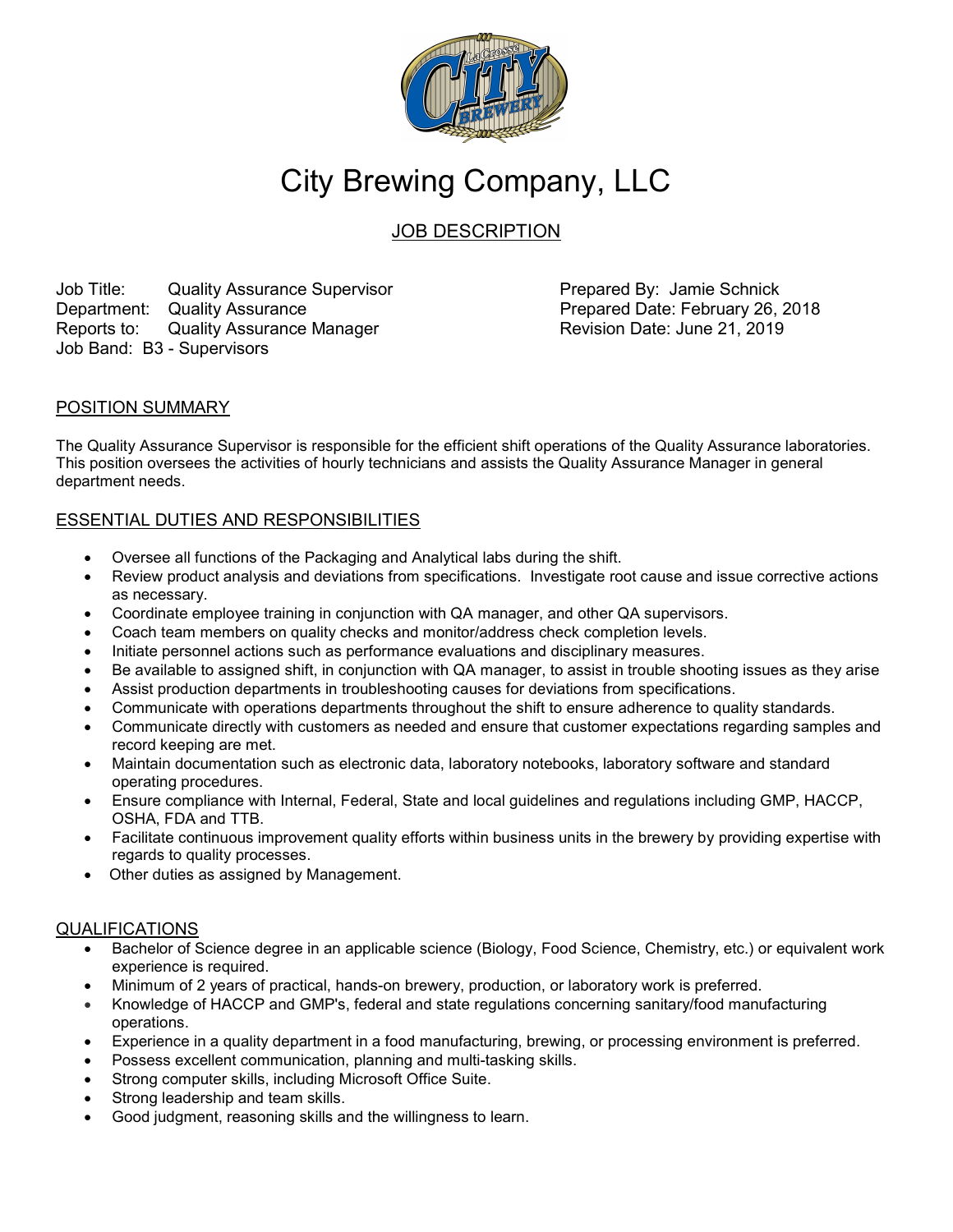# City Brewing Company, LLC

## JOB DESCRIPTION

Job Title: Quality Assurance Supervisor
Department: Quality Assurance
Reports to: Quality Assurance Manager
Job Band: B3 - Supervisors

Prepared By: Jamie Schnick
Prepared Date: February 26, 2018
Revision Date: June 21, 2019

### POSITION SUMMARY

The Quality Assurance Supervisor is responsible for the efficient shift operations of the Quality Assurance laboratories. This position oversees the activities of hourly technicians and assists the Quality Assurance Manager in general department needs.

### ESSENTIAL DUTIES AND RESPONSIBILITIES

- Oversee all functions of the Packaging and Analytical labs during the shift.
- Review product analysis and deviations from specifications. Investigate root cause and issue corrective actions as necessary.
- Coordinate employee training in conjunction with QA manager, and other QA supervisors.
- Coach team members on quality checks and monitor/address check completion levels.
- Initiate personnel actions such as performance evaluations and disciplinary measures.
- Be available to assigned shift, in conjunction with QA manager, to assist in trouble shooting issues as they arise
- Assist production departments in troubleshooting causes for deviations from specifications.
- Communicate with operations departments throughout the shift to ensure adherence to quality standards.
- Communicate directly with customers as needed and ensure that customer expectations regarding samples and record keeping are met.
- Maintain documentation such as electronic data, laboratory notebooks, laboratory software and standard operating procedures.
- Ensure compliance with Internal, Federal, State and local guidelines and regulations including GMP, HACCP, OSHA, FDA and TTB.
- Facilitate continuous improvement quality efforts within business units in the brewery by providing expertise with regards to quality processes.
- Other duties as assigned by Management.

### QUALIFICATIONS

- Bachelor of Science degree in an applicable science (Biology, Food Science, Chemistry, etc.) or equivalent work experience is required.
- Minimum of 2 years of practical, hands-on brewery, production, or laboratory work is preferred.
- Knowledge of HACCP and GMP's, federal and state regulations concerning sanitary/food manufacturing operations.
- Experience in a quality department in a food manufacturing, brewing, or processing environment is preferred.
- Possess excellent communication, planning and multi-tasking skills.
- Strong computer skills, including Microsoft Office Suite.
- Strong leadership and team skills.
- Good judgment, reasoning skills and the willingness to learn.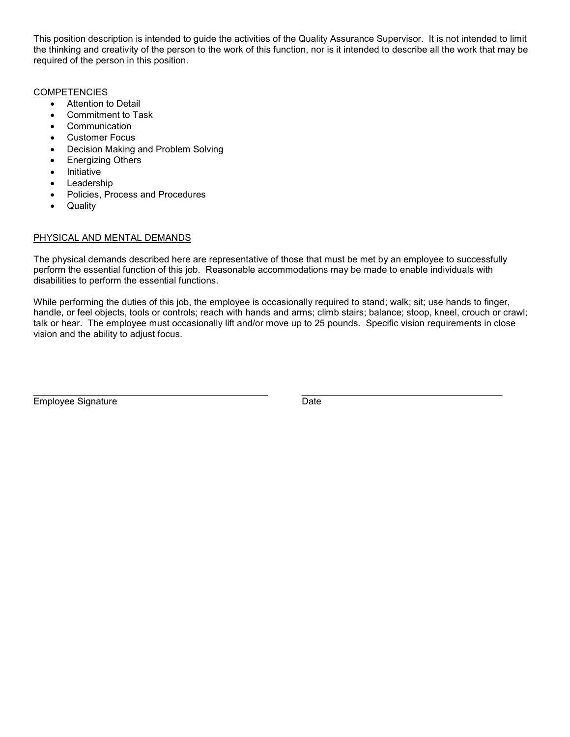This position description is intended to guide the activities of the Quality Assurance Supervisor. It is not intended to limit the thinking and creativity of the person to the work of this function, nor is it intended to describe all the work that may be required of the person in this position.

## COMPETENCIES

- Attention to Detail
- Commitment to Task
- Communication
- Customer Focus
- Decision Making and Problem Solving
- Energizing Others
- Initiative
- Leadership
- Policies, Process and Procedures
- Quality

## PHYSICAL AND MENTAL DEMANDS

The physical demands described here are representative of those that must be met by an employee to successfully perform the essential function of this job. Reasonable accommodations may be made to enable individuals with disabilities to perform the essential functions.

While performing the duties of this job, the employee is occasionally required to stand; walk; sit; use hands to finger, handle, or feel objects, tools or controls; reach with hands and arms; climb stairs; balance; stoop, kneel, crouch or crawl; talk or hear. The employee must occasionally lift and/or move up to 25 pounds. Specific vision requirements in close vision and the ability to adjust focus.

\_\_\_\_\_\_\_\_\_\_\_\_\_\_\_\_\_\_\_\_\_\_\_\_\_\_\_\_\_\_\_\_\_\_\_\_\_\_\_\_ \_\_\_\_\_\_\_\_\_\_\_\_\_\_\_\_\_\_\_\_\_\_\_\_\_\_\_\_\_\_\_\_\_\_\_\_\_\_\_\_

Employee Signature | Date